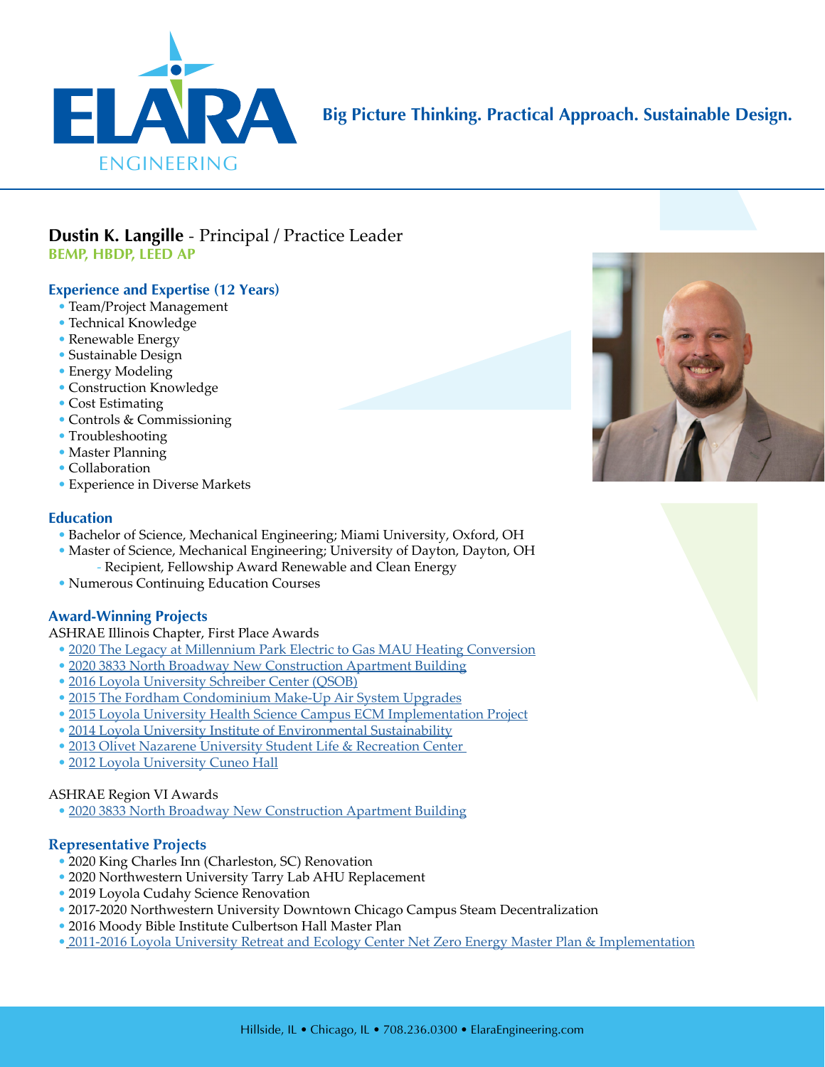ELARA ENGINEERING

**Big Picture Thinking. Practical Approach. Sustainable Design.**

# **Dustin K. Langille** - Principal / Practice Leader

**BEMP, HBDP, LEED AP**

## Experience and Expertise (12 Years)

- Team/Project Management
- Technical Knowledge
- Renewable Energy
- Sustainable Design
- Energy Modeling
- Construction Knowledge
- Cost Estimating
- Controls & Commissioning
- Troubleshooting
- Master Planning
- Collaboration
- Experience in Diverse Markets

## Education

- Bachelor of Science, Mechanical Engineering; Miami University, Oxford, OH
- Master of Science, Mechanical Engineering; University of Dayton, Dayton, OH
  - Recipient, Fellowship Award Renewable and Clean Energy
- Numerous Continuing Education Courses

## Award-Winning Projects

ASHRAE Illinois Chapter, First Place Awards

- 2020 The Legacy at Millennium Park Electric to Gas MAU Heating Conversion
- 2020 3833 North Broadway New Construction Apartment Building
- 2016 Loyola University Schreiber Center (QSOB)
- 2015 The Fordham Condominium Make-Up Air System Upgrades
- 2015 Loyola University Health Science Campus ECM Implementation Project
- 2014 Loyola University Institute of Environmental Sustainability
- 2013 Olivet Nazarene University Student Life & Recreation Center
- 2012 Loyola University Cuneo Hall

ASHRAE Region VI Awards

- 2020 3833 North Broadway New Construction Apartment Building

## Representative Projects

- 2020 King Charles Inn (Charleston, SC) Renovation
- 2020 Northwestern University Tarry Lab AHU Replacement
- 2019 Loyola Cudahy Science Renovation
- 2017-2020 Northwestern University Downtown Chicago Campus Steam Decentralization
- 2016 Moody Bible Institute Culbertson Hall Master Plan
- 2011-2016 Loyola University Retreat and Ecology Center Net Zero Energy Master Plan & Implementation

Hillside, IL • Chicago, IL • 708.236.0300 • ElaraEngineering.com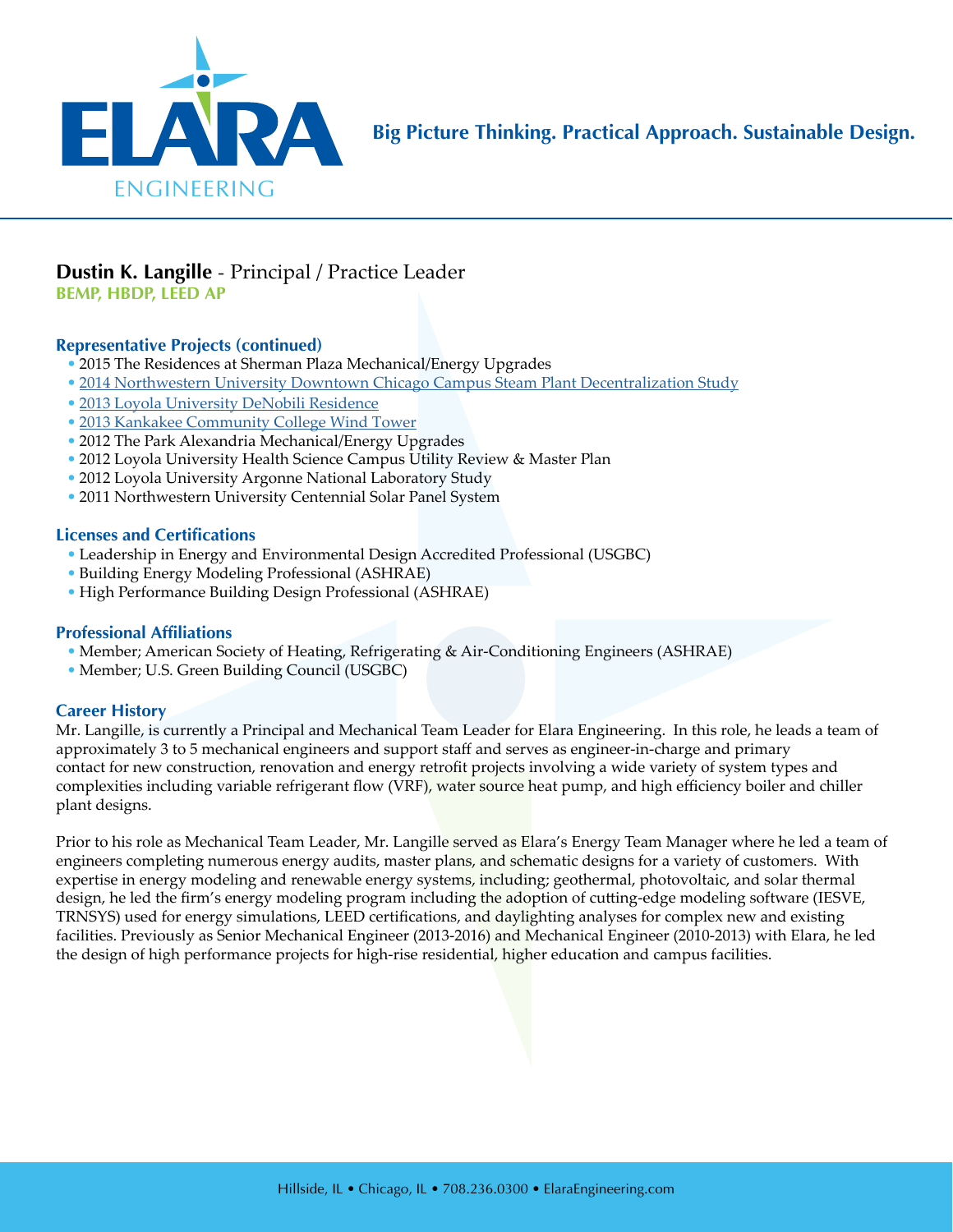Big Picture Thinking. Practical Approach. Sustainable Design.

**Dustin K. Langille** - Principal / Practice Leader

**BEMP, HBDP, LEED AP**

### Representative Projects (continued)

- 2015 The Residences at Sherman Plaza Mechanical/Energy Upgrades
- 2014 Northwestern University Downtown Chicago Campus Steam Plant Decentralization Study
- 2013 Loyola University DeNobili Residence
- 2013 Kankakee Community College Wind Tower
- 2012 The Park Alexandria Mechanical/Energy Upgrades
- 2012 Loyola University Health Science Campus Utility Review & Master Plan
- 2012 Loyola University Argonne National Laboratory Study
- 2011 Northwestern University Centennial Solar Panel System

### Licenses and Certifications

- Leadership in Energy and Environmental Design Accredited Professional (USGBC)
- Building Energy Modeling Professional (ASHRAE)
- High Performance Building Design Professional (ASHRAE)

### Professional Affiliations

- Member; American Society of Heating, Refrigerating & Air-Conditioning Engineers (ASHRAE)
- Member; U.S. Green Building Council (USGBC)

### Career History

Mr. Langille, is currently a Principal and Mechanical Team Leader for Elara Engineering. In this role, he leads a team of approximately 3 to 5 mechanical engineers and support staff and serves as engineer-in-charge and primary contact for new construction, renovation and energy retrofit projects involving a wide variety of system types and complexities including variable refrigerant flow (VRF), water source heat pump, and high efficiency boiler and chiller plant designs.

Prior to his role as Mechanical Team Leader, Mr. Langille served as Elara's Energy Team Manager where he led a team of engineers completing numerous energy audits, master plans, and schematic designs for a variety of customers. With expertise in energy modeling and renewable energy systems, including; geothermal, photovoltaic, and solar thermal design, he led the firm's energy modeling program including the adoption of cutting-edge modeling software (IESVE, TRNSYS) used for energy simulations, LEED certifications, and daylighting analyses for complex new and existing facilities. Previously as Senior Mechanical Engineer (2013-2016) and Mechanical Engineer (2010-2013) with Elara, he led the design of high performance projects for high-rise residential, higher education and campus facilities.